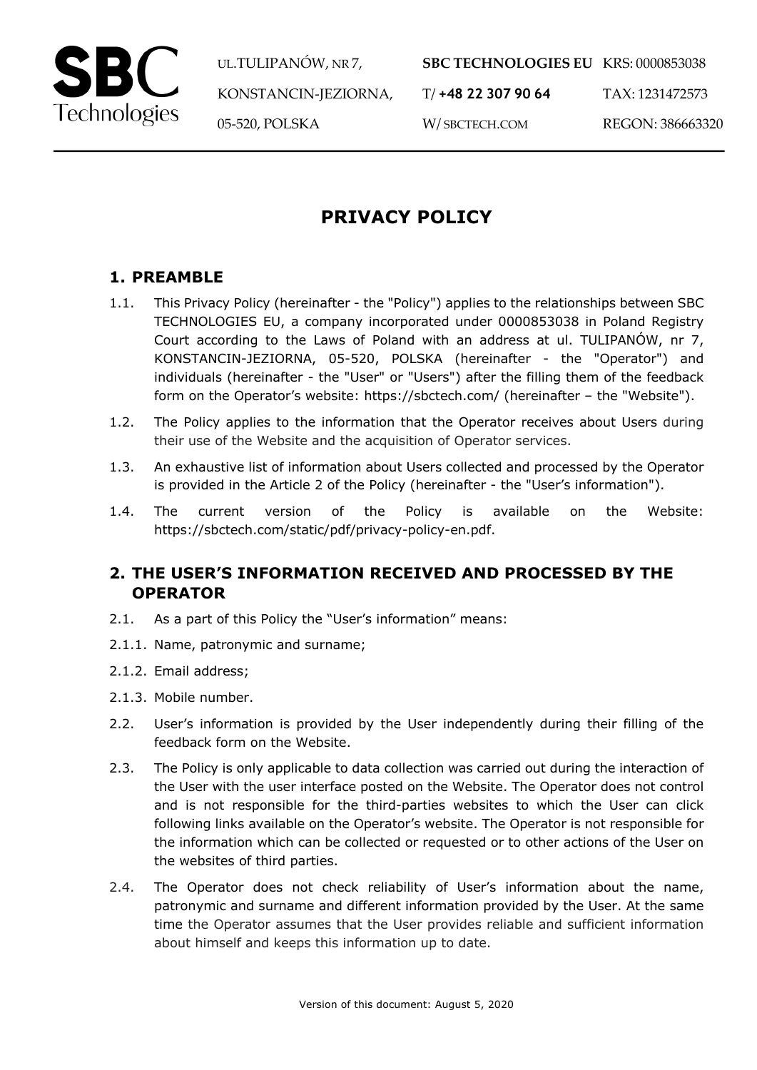# PRIVACY POLICY

## 1. PREAMBLE

1.1. This Privacy Policy (hereinafter - the "Policy") applies to the relationships between SBC TECHNOLOGIES EU, a company incorporated under 0000853038 in Poland Registry Court according to the Laws of Poland with an address at ul. TULIPANÓW, nr 7, KONSTANCIN-JEZIORNA, 05-520, POLSKA (hereinafter - the "Operator") and individuals (hereinafter - the "User" or "Users") after the filling them of the feedback form on the Operator's website: https://sbctech.com/ (hereinafter – the "Website").

1.2. The Policy applies to the information that the Operator receives about Users during their use of the Website and the acquisition of Operator services.

1.3. An exhaustive list of information about Users collected and processed by the Operator is provided in the Article 2 of the Policy (hereinafter - the "User's information").

1.4. The current version of the Policy is available on the Website: https://sbctech.com/static/pdf/privacy-policy-en.pdf.

## 2. THE USER'S INFORMATION RECEIVED AND PROCESSED BY THE OPERATOR

2.1. As a part of this Policy the "User's information" means:

2.1.1. Name, patronymic and surname;

2.1.2. Email address;

2.1.3. Mobile number.

2.2. User's information is provided by the User independently during their filling of the feedback form on the Website.

2.3. The Policy is only applicable to data collection was carried out during the interaction of the User with the user interface posted on the Website. The Operator does not control and is not responsible for the third-parties websites to which the User can click following links available on the Operator's website. The Operator is not responsible for the information which can be collected or requested or to other actions of the User on the websites of third parties.

2.4. The Operator does not check reliability of User's information about the name, patronymic and surname and different information provided by the User. At the same time the Operator assumes that the User provides reliable and sufficient information about himself and keeps this information up to date.

Version of this document: August 5, 2020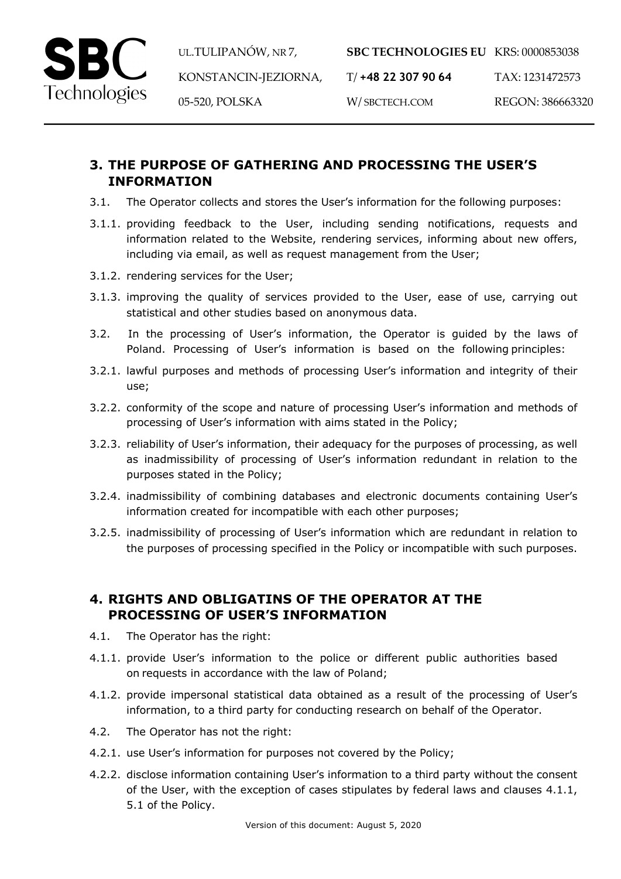## 3. THE PURPOSE OF GATHERING AND PROCESSING THE USER'S INFORMATION

3.1. The Operator collects and stores the User's information for the following purposes:

3.1.1. providing feedback to the User, including sending notifications, requests and information related to the Website, rendering services, informing about new offers, including via email, as well as request management from the User;

3.1.2. rendering services for the User;

3.1.3. improving the quality of services provided to the User, ease of use, carrying out statistical and other studies based on anonymous data.

3.2. In the processing of User's information, the Operator is guided by the laws of Poland. Processing of User's information is based on the following principles:

3.2.1. lawful purposes and methods of processing User's information and integrity of their use;

3.2.2. conformity of the scope and nature of processing User's information and methods of processing of User's information with aims stated in the Policy;

3.2.3. reliability of User's information, their adequacy for the purposes of processing, as well as inadmissibility of processing of User's information redundant in relation to the purposes stated in the Policy;

3.2.4. inadmissibility of combining databases and electronic documents containing User's information created for incompatible with each other purposes;

3.2.5. inadmissibility of processing of User's information which are redundant in relation to the purposes of processing specified in the Policy or incompatible with such purposes.

## 4. RIGHTS AND OBLIGATINS OF THE OPERATOR AT THE PROCESSING OF USER'S INFORMATION

4.1. The Operator has the right:

4.1.1. provide User's information to the police or different public authorities based on requests in accordance with the law of Poland;

4.1.2. provide impersonal statistical data obtained as a result of the processing of User's information, to a third party for conducting research on behalf of the Operator.

4.2. The Operator has not the right:

4.2.1. use User's information for purposes not covered by the Policy;

4.2.2. disclose information containing User's information to a third party without the consent of the User, with the exception of cases stipulates by federal laws and clauses 4.1.1, 5.1 of the Policy.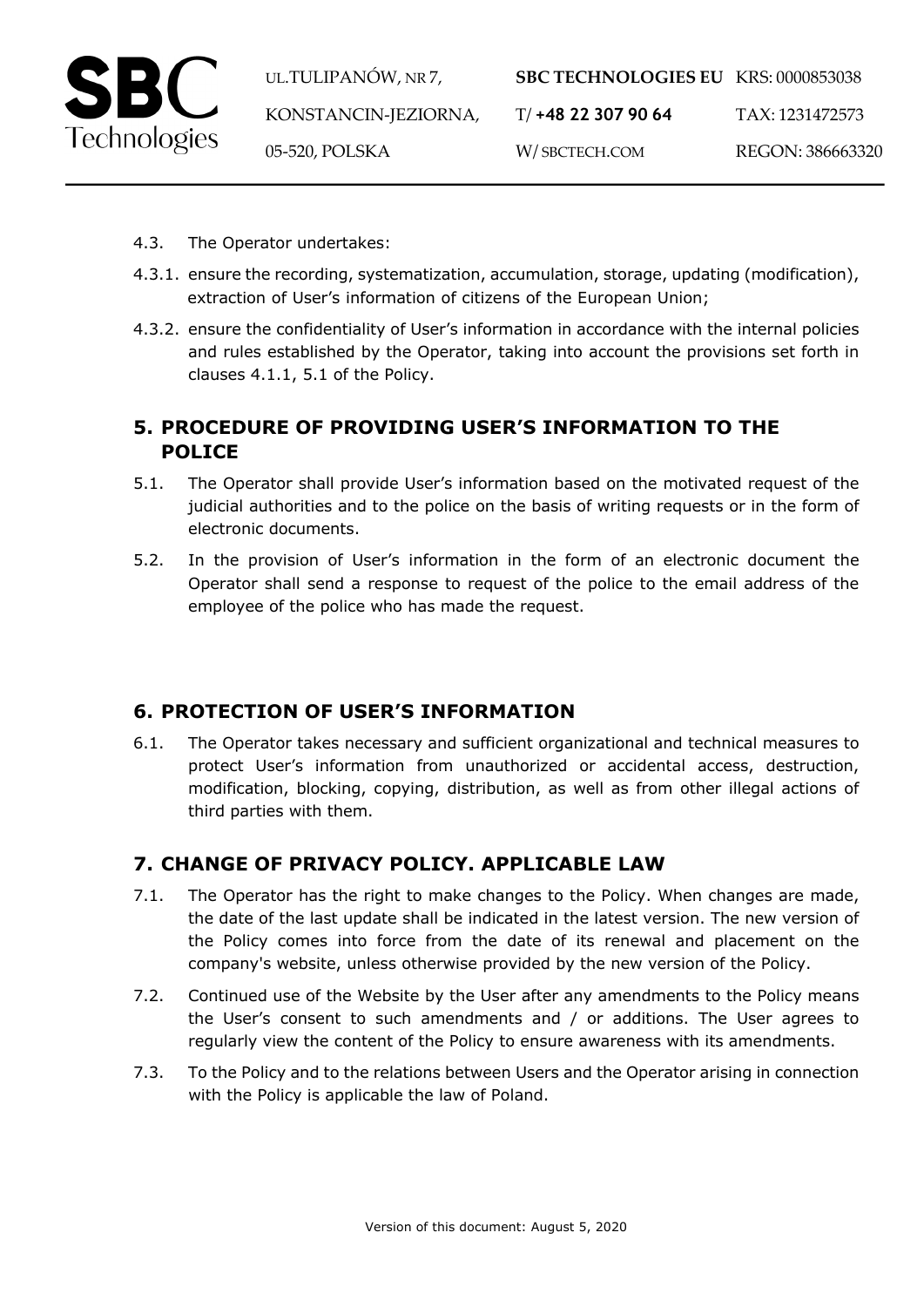4.3. The Operator undertakes:

4.3.1. ensure the recording, systematization, accumulation, storage, updating (modification), extraction of User's information of citizens of the European Union;

4.3.2. ensure the confidentiality of User's information in accordance with the internal policies and rules established by the Operator, taking into account the provisions set forth in clauses 4.1.1, 5.1 of the Policy.

## 5. PROCEDURE OF PROVIDING USER'S INFORMATION TO THE POLICE

5.1. The Operator shall provide User's information based on the motivated request of the judicial authorities and to the police on the basis of writing requests or in the form of electronic documents.

5.2. In the provision of User's information in the form of an electronic document the Operator shall send a response to request of the police to the email address of the employee of the police who has made the request.

## 6. PROTECTION OF USER'S INFORMATION

6.1. The Operator takes necessary and sufficient organizational and technical measures to protect User's information from unauthorized or accidental access, destruction, modification, blocking, copying, distribution, as well as from other illegal actions of third parties with them.

## 7. CHANGE OF PRIVACY POLICY. APPLICABLE LAW

7.1. The Operator has the right to make changes to the Policy. When changes are made, the date of the last update shall be indicated in the latest version. The new version of the Policy comes into force from the date of its renewal and placement on the company's website, unless otherwise provided by the new version of the Policy.

7.2. Continued use of the Website by the User after any amendments to the Policy means the User's consent to such amendments and / or additions. The User agrees to regularly view the content of the Policy to ensure awareness with its amendments.

7.3. To the Policy and to the relations between Users and the Operator arising in connection with the Policy is applicable the law of Poland.

Version of this document: August 5, 2020